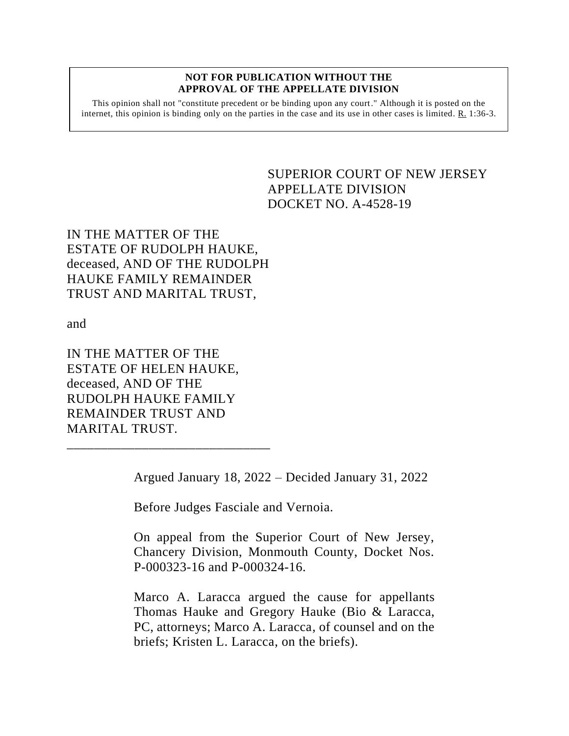**NOT FOR PUBLICATION WITHOUT THE APPROVAL OF THE APPELLATE DIVISION**

This opinion shall not "constitute precedent or be binding upon any court." Although it is posted on the internet, this opinion is binding only on the parties in the case and its use in other cases is limited. R. 1:36-3.

SUPERIOR COURT OF NEW JERSEY
APPELLATE DIVISION
DOCKET NO. A-4528-19

IN THE MATTER OF THE ESTATE OF RUDOLPH HAUKE, deceased, AND OF THE RUDOLPH HAUKE FAMILY REMAINDER TRUST AND MARITAL TRUST,

and

IN THE MATTER OF THE ESTATE OF HELEN HAUKE, deceased, AND OF THE RUDOLPH HAUKE FAMILY REMAINDER TRUST AND MARITAL TRUST.

\_\_\_\_\_\_\_\_\_\_\_\_\_\_\_\_\_\_\_\_\_\_\_\_\_\_\_\_\_\_

Argued January 18, 2022 – Decided January 31, 2022

Before Judges Fasciale and Vernoia.

On appeal from the Superior Court of New Jersey, Chancery Division, Monmouth County, Docket Nos. P-000323-16 and P-000324-16.

Marco A. Laracca argued the cause for appellants Thomas Hauke and Gregory Hauke (Bio & Laracca, PC, attorneys; Marco A. Laracca, of counsel and on the briefs; Kristen L. Laracca, on the briefs).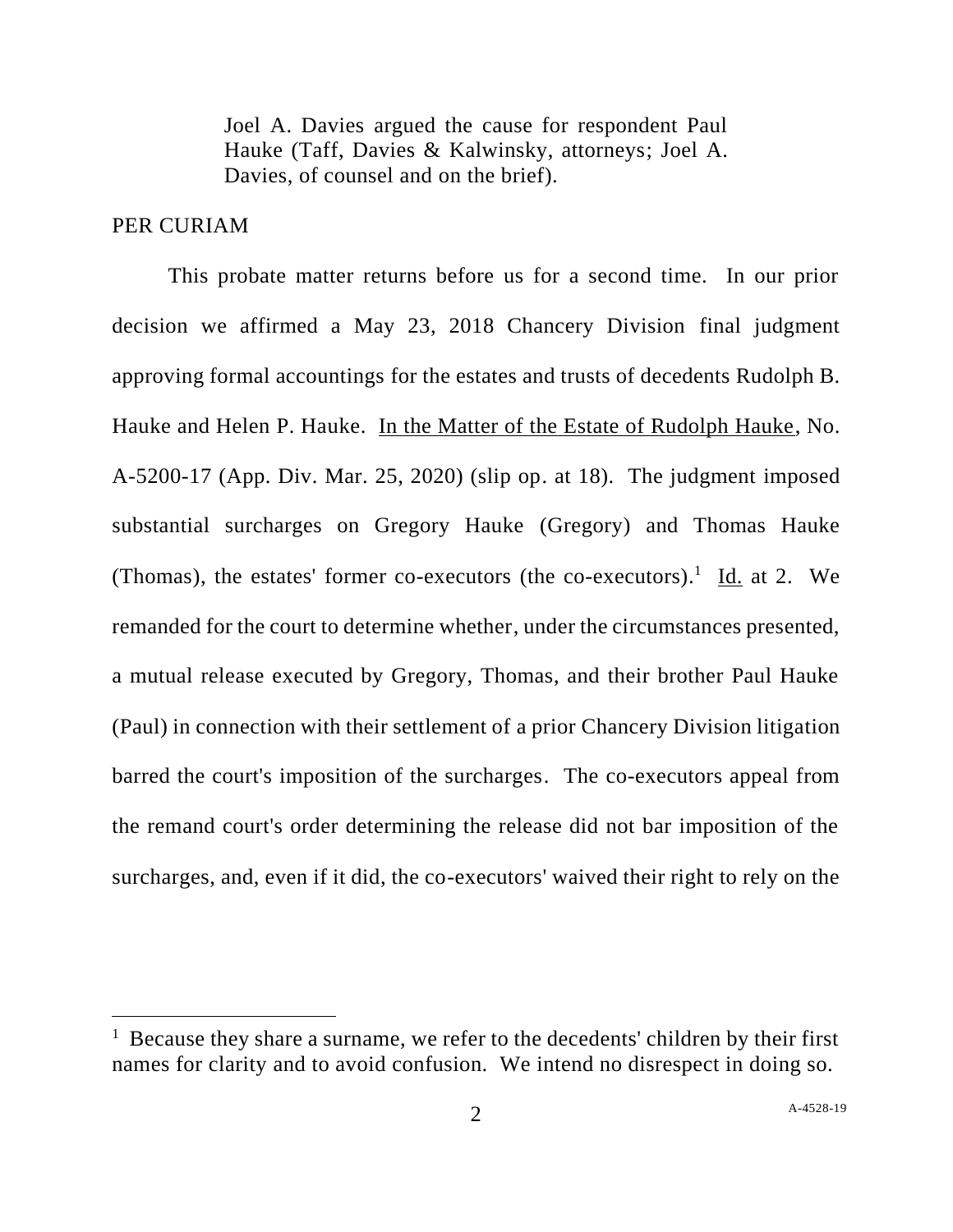Joel A. Davies argued the cause for respondent Paul Hauke (Taff, Davies & Kalwinsky, attorneys; Joel A. Davies, of counsel and on the brief).

PER CURIAM

This probate matter returns before us for a second time. In our prior decision we affirmed a May 23, 2018 Chancery Division final judgment approving formal accountings for the estates and trusts of decedents Rudolph B. Hauke and Helen P. Hauke. In the Matter of the Estate of Rudolph Hauke, No. A-5200-17 (App. Div. Mar. 25, 2020) (slip op. at 18). The judgment imposed substantial surcharges on Gregory Hauke (Gregory) and Thomas Hauke (Thomas), the estates' former co-executors (the co-executors).[1] Id. at 2. We remanded for the court to determine whether, under the circumstances presented, a mutual release executed by Gregory, Thomas, and their brother Paul Hauke (Paul) in connection with their settlement of a prior Chancery Division litigation barred the court's imposition of the surcharges. The co-executors appeal from the remand court's order determining the release did not bar imposition of the surcharges, and, even if it did, the co-executors' waived their right to rely on the

[1] Because they share a surname, we refer to the decedents' children by their first names for clarity and to avoid confusion. We intend no disrespect in doing so.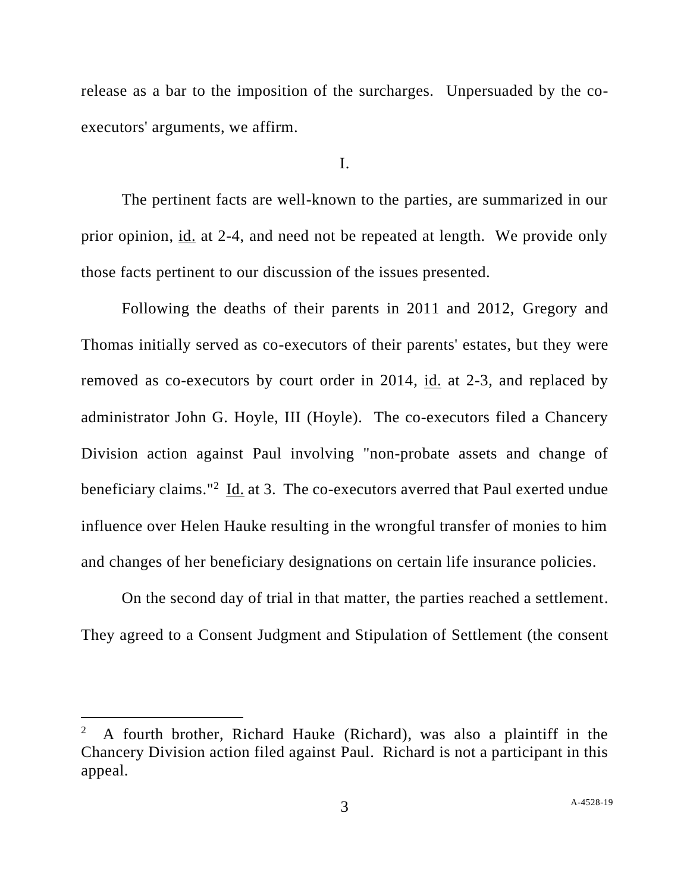release as a bar to the imposition of the surcharges. Unpersuaded by the co-executors' arguments, we affirm.

I.

The pertinent facts are well-known to the parties, are summarized in our prior opinion, id. at 2-4, and need not be repeated at length. We provide only those facts pertinent to our discussion of the issues presented.

Following the deaths of their parents in 2011 and 2012, Gregory and Thomas initially served as co-executors of their parents' estates, but they were removed as co-executors by court order in 2014, id. at 2-3, and replaced by administrator John G. Hoyle, III (Hoyle). The co-executors filed a Chancery Division action against Paul involving "non-probate assets and change of beneficiary claims."[2] Id. at 3. The co-executors averred that Paul exerted undue influence over Helen Hauke resulting in the wrongful transfer of monies to him and changes of her beneficiary designations on certain life insurance policies.

On the second day of trial in that matter, the parties reached a settlement. They agreed to a Consent Judgment and Stipulation of Settlement (the consent

---

[2] A fourth brother, Richard Hauke (Richard), was also a plaintiff in the Chancery Division action filed against Paul. Richard is not a participant in this appeal.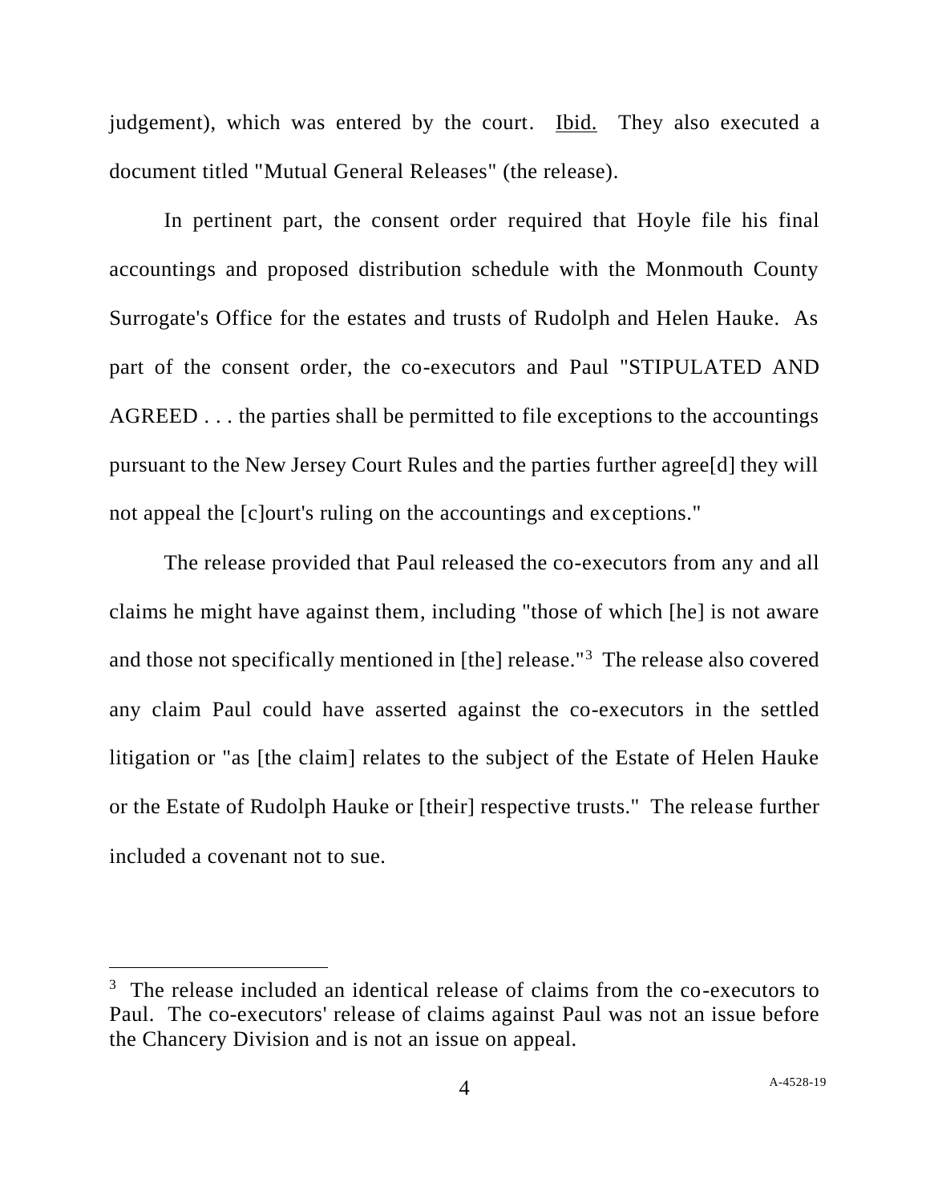judgement), which was entered by the court. Ibid. They also executed a document titled "Mutual General Releases" (the release).

In pertinent part, the consent order required that Hoyle file his final accountings and proposed distribution schedule with the Monmouth County Surrogate's Office for the estates and trusts of Rudolph and Helen Hauke. As part of the consent order, the co-executors and Paul "STIPULATED AND AGREED . . . the parties shall be permitted to file exceptions to the accountings pursuant to the New Jersey Court Rules and the parties further agree[d] they will not appeal the [c]ourt's ruling on the accountings and exceptions."

The release provided that Paul released the co-executors from any and all claims he might have against them, including "those of which [he] is not aware and those not specifically mentioned in [the] release."[3] The release also covered any claim Paul could have asserted against the co-executors in the settled litigation or "as [the claim] relates to the subject of the Estate of Helen Hauke or the Estate of Rudolph Hauke or [their] respective trusts." The release further included a covenant not to sue.

---

[3] The release included an identical release of claims from the co-executors to Paul. The co-executors' release of claims against Paul was not an issue before the Chancery Division and is not an issue on appeal.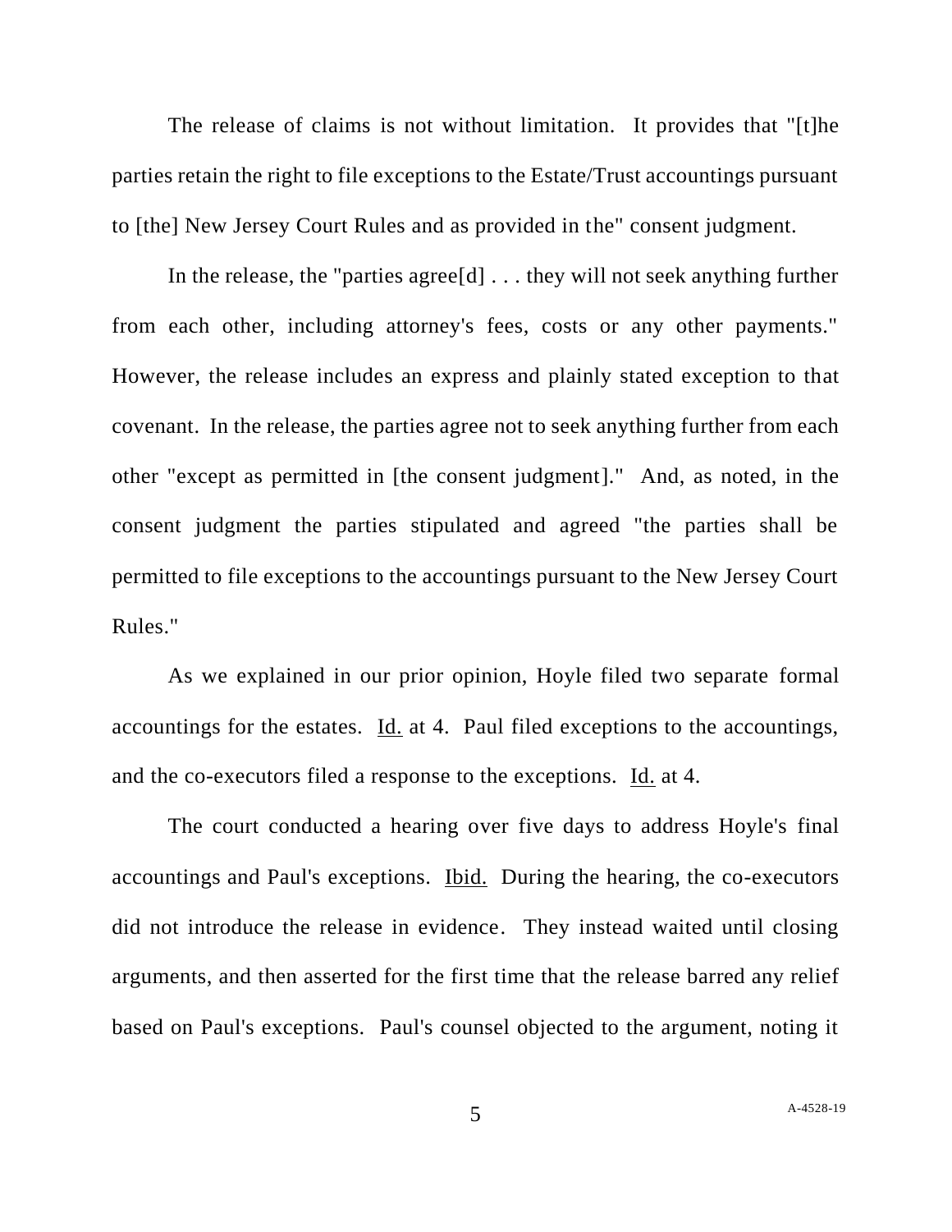The release of claims is not without limitation. It provides that "[t]he parties retain the right to file exceptions to the Estate/Trust accountings pursuant to [the] New Jersey Court Rules and as provided in the" consent judgment.

In the release, the "parties agree[d] . . . they will not seek anything further from each other, including attorney's fees, costs or any other payments." However, the release includes an express and plainly stated exception to that covenant. In the release, the parties agree not to seek anything further from each other "except as permitted in [the consent judgment]." And, as noted, in the consent judgment the parties stipulated and agreed "the parties shall be permitted to file exceptions to the accountings pursuant to the New Jersey Court Rules."

As we explained in our prior opinion, Hoyle filed two separate formal accountings for the estates. Id. at 4. Paul filed exceptions to the accountings, and the co-executors filed a response to the exceptions. Id. at 4.

The court conducted a hearing over five days to address Hoyle's final accountings and Paul's exceptions. Ibid. During the hearing, the co-executors did not introduce the release in evidence. They instead waited until closing arguments, and then asserted for the first time that the release barred any relief based on Paul's exceptions. Paul's counsel objected to the argument, noting it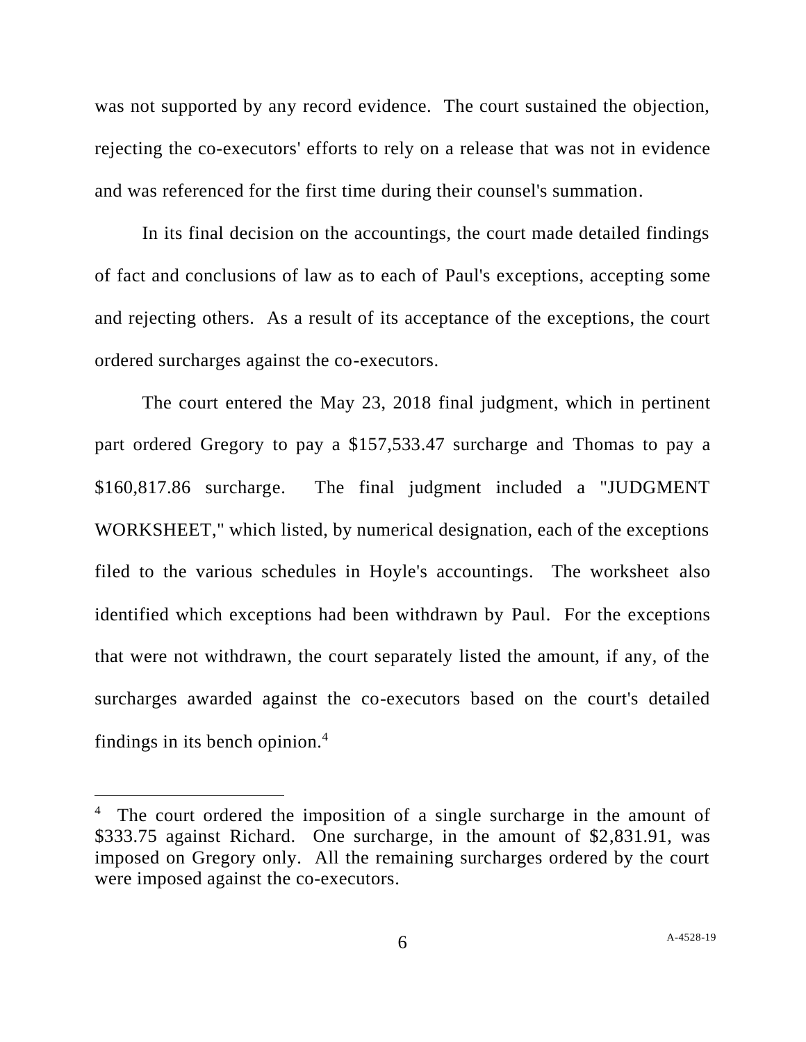was not supported by any record evidence. The court sustained the objection, rejecting the co-executors' efforts to rely on a release that was not in evidence and was referenced for the first time during their counsel's summation.

In its final decision on the accountings, the court made detailed findings of fact and conclusions of law as to each of Paul's exceptions, accepting some and rejecting others. As a result of its acceptance of the exceptions, the court ordered surcharges against the co-executors.

The court entered the May 23, 2018 final judgment, which in pertinent part ordered Gregory to pay a $157,533.47 surcharge and Thomas to pay a $160,817.86 surcharge. The final judgment included a "JUDGMENT WORKSHEET," which listed, by numerical designation, each of the exceptions filed to the various schedules in Hoyle's accountings. The worksheet also identified which exceptions had been withdrawn by Paul. For the exceptions that were not withdrawn, the court separately listed the amount, if any, of the surcharges awarded against the co-executors based on the court's detailed findings in its bench opinion.[4]

[4] The court ordered the imposition of a single surcharge in the amount of $333.75 against Richard. One surcharge, in the amount of $2,831.91, was imposed on Gregory only. All the remaining surcharges ordered by the court were imposed against the co-executors.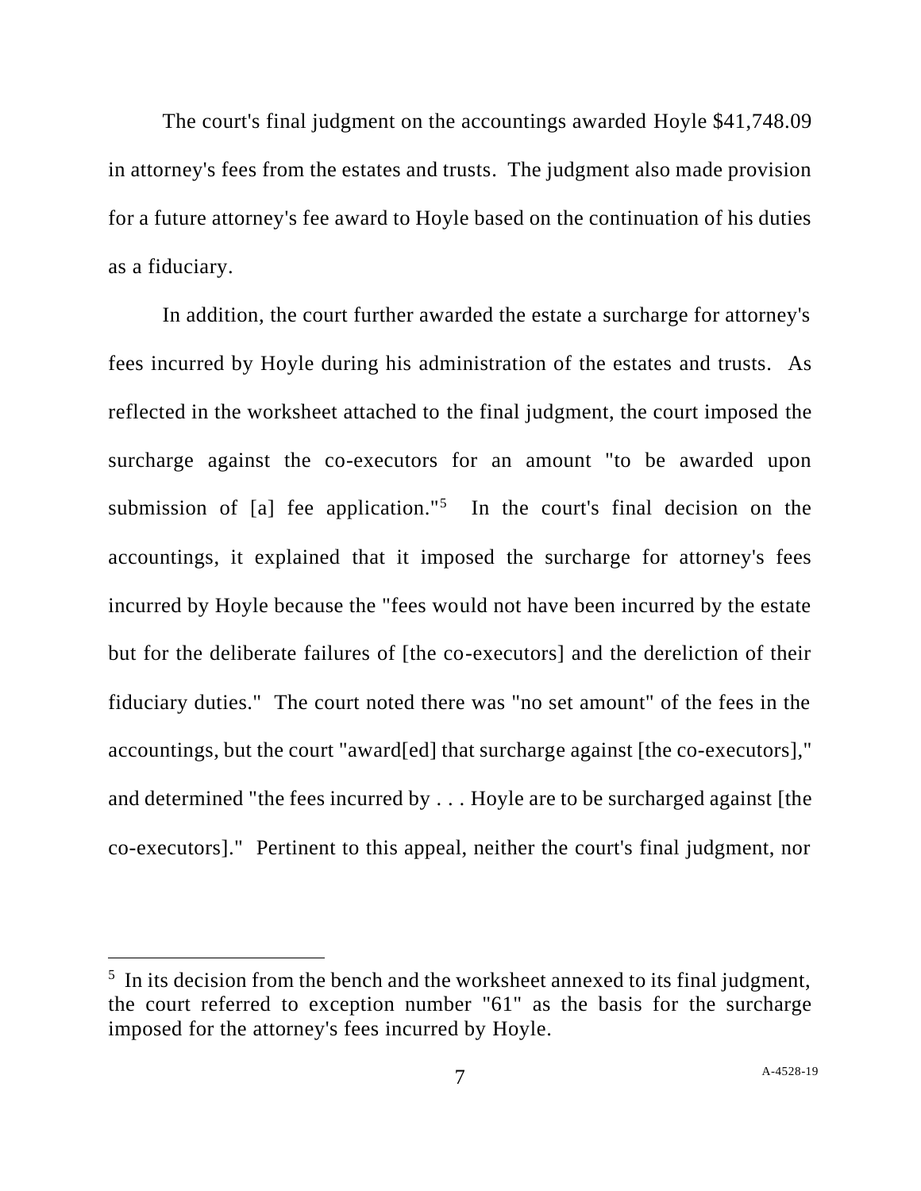The court's final judgment on the accountings awarded Hoyle $41,748.09 in attorney's fees from the estates and trusts. The judgment also made provision for a future attorney's fee award to Hoyle based on the continuation of his duties as a fiduciary.

In addition, the court further awarded the estate a surcharge for attorney's fees incurred by Hoyle during his administration of the estates and trusts. As reflected in the worksheet attached to the final judgment, the court imposed the surcharge against the co-executors for an amount "to be awarded upon submission of [a] fee application."[5] In the court's final decision on the accountings, it explained that it imposed the surcharge for attorney's fees incurred by Hoyle because the "fees would not have been incurred by the estate but for the deliberate failures of [the co-executors] and the dereliction of their fiduciary duties." The court noted there was "no set amount" of the fees in the accountings, but the court "award[ed] that surcharge against [the co-executors]," and determined "the fees incurred by . . . Hoyle are to be surcharged against [the co-executors]." Pertinent to this appeal, neither the court's final judgment, nor

[5] In its decision from the bench and the worksheet annexed to its final judgment, the court referred to exception number "61" as the basis for the surcharge imposed for the attorney's fees incurred by Hoyle.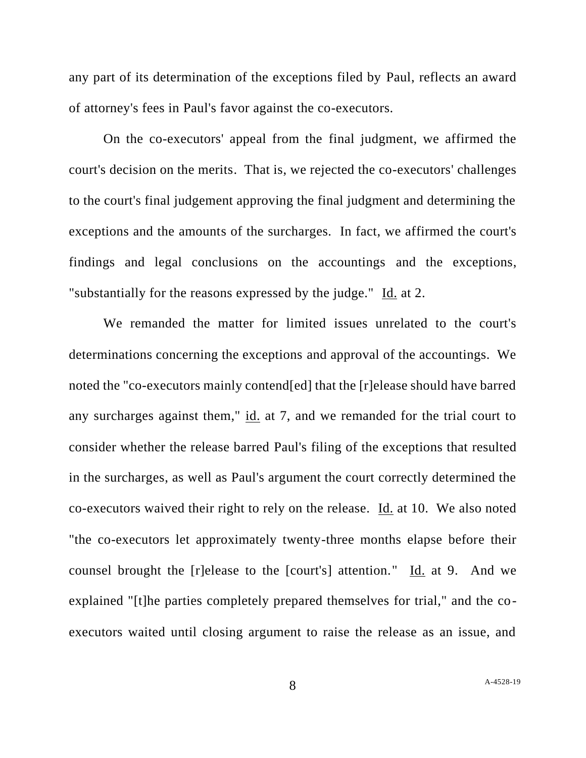any part of its determination of the exceptions filed by Paul, reflects an award of attorney's fees in Paul's favor against the co-executors.

On the co-executors' appeal from the final judgment, we affirmed the court's decision on the merits. That is, we rejected the co-executors' challenges to the court's final judgement approving the final judgment and determining the exceptions and the amounts of the surcharges. In fact, we affirmed the court's findings and legal conclusions on the accountings and the exceptions, "substantially for the reasons expressed by the judge." Id. at 2.

We remanded the matter for limited issues unrelated to the court's determinations concerning the exceptions and approval of the accountings. We noted the "co-executors mainly contend[ed] that the [r]elease should have barred any surcharges against them," id. at 7, and we remanded for the trial court to consider whether the release barred Paul's filing of the exceptions that resulted in the surcharges, as well as Paul's argument the court correctly determined the co-executors waived their right to rely on the release. Id. at 10. We also noted "the co-executors let approximately twenty-three months elapse before their counsel brought the [r]elease to the [court's] attention." Id. at 9. And we explained "[t]he parties completely prepared themselves for trial," and the co-executors waited until closing argument to raise the release as an issue, and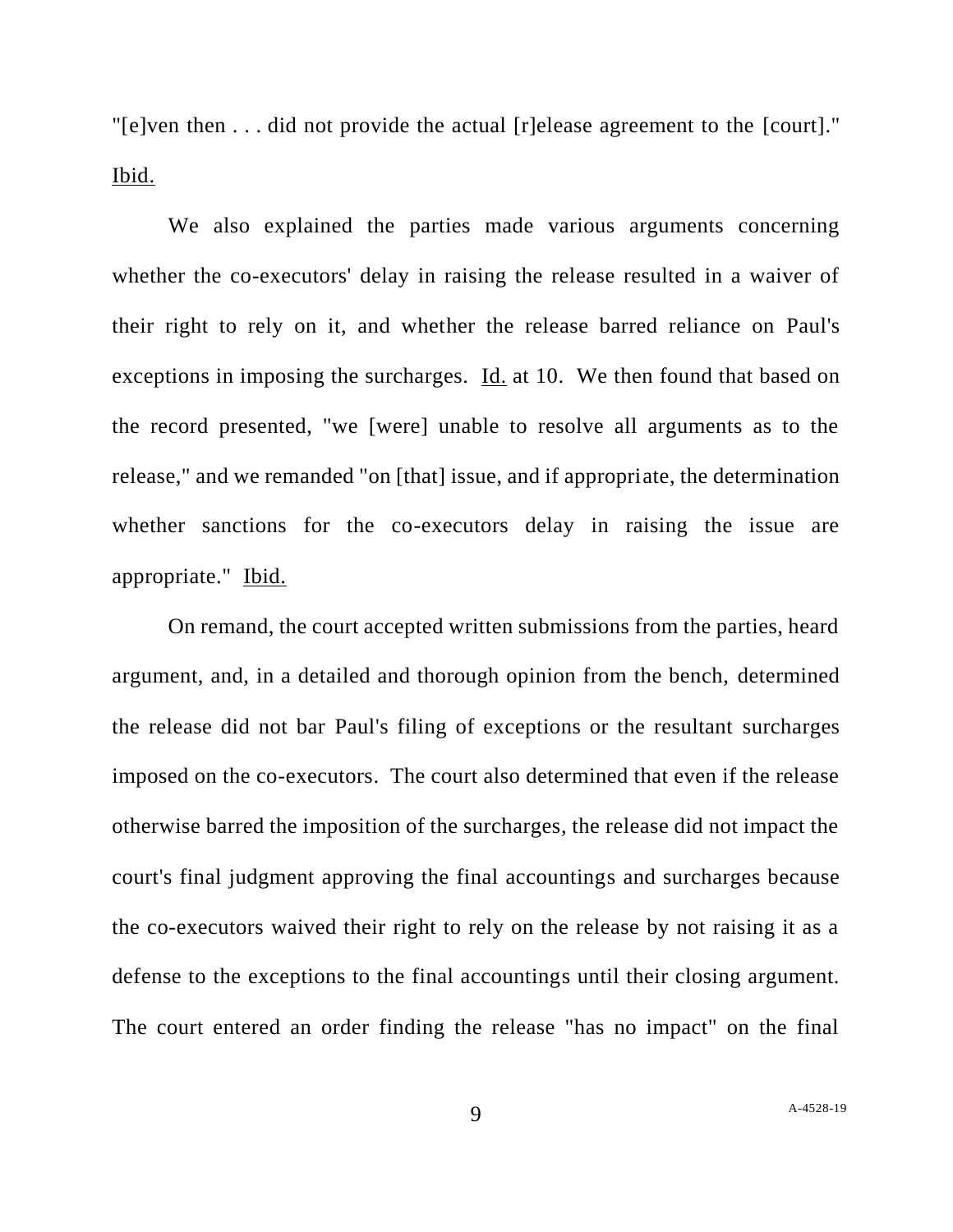"[e]ven then . . . did not provide the actual [r]elease agreement to the [court]." Ibid.

We also explained the parties made various arguments concerning whether the co-executors' delay in raising the release resulted in a waiver of their right to rely on it, and whether the release barred reliance on Paul's exceptions in imposing the surcharges. Id. at 10. We then found that based on the record presented, "we [were] unable to resolve all arguments as to the release," and we remanded "on [that] issue, and if appropriate, the determination whether sanctions for the co-executors delay in raising the issue are appropriate." Ibid.

On remand, the court accepted written submissions from the parties, heard argument, and, in a detailed and thorough opinion from the bench, determined the release did not bar Paul's filing of exceptions or the resultant surcharges imposed on the co-executors. The court also determined that even if the release otherwise barred the imposition of the surcharges, the release did not impact the court's final judgment approving the final accountings and surcharges because the co-executors waived their right to rely on the release by not raising it as a defense to the exceptions to the final accountings until their closing argument. The court entered an order finding the release "has no impact" on the final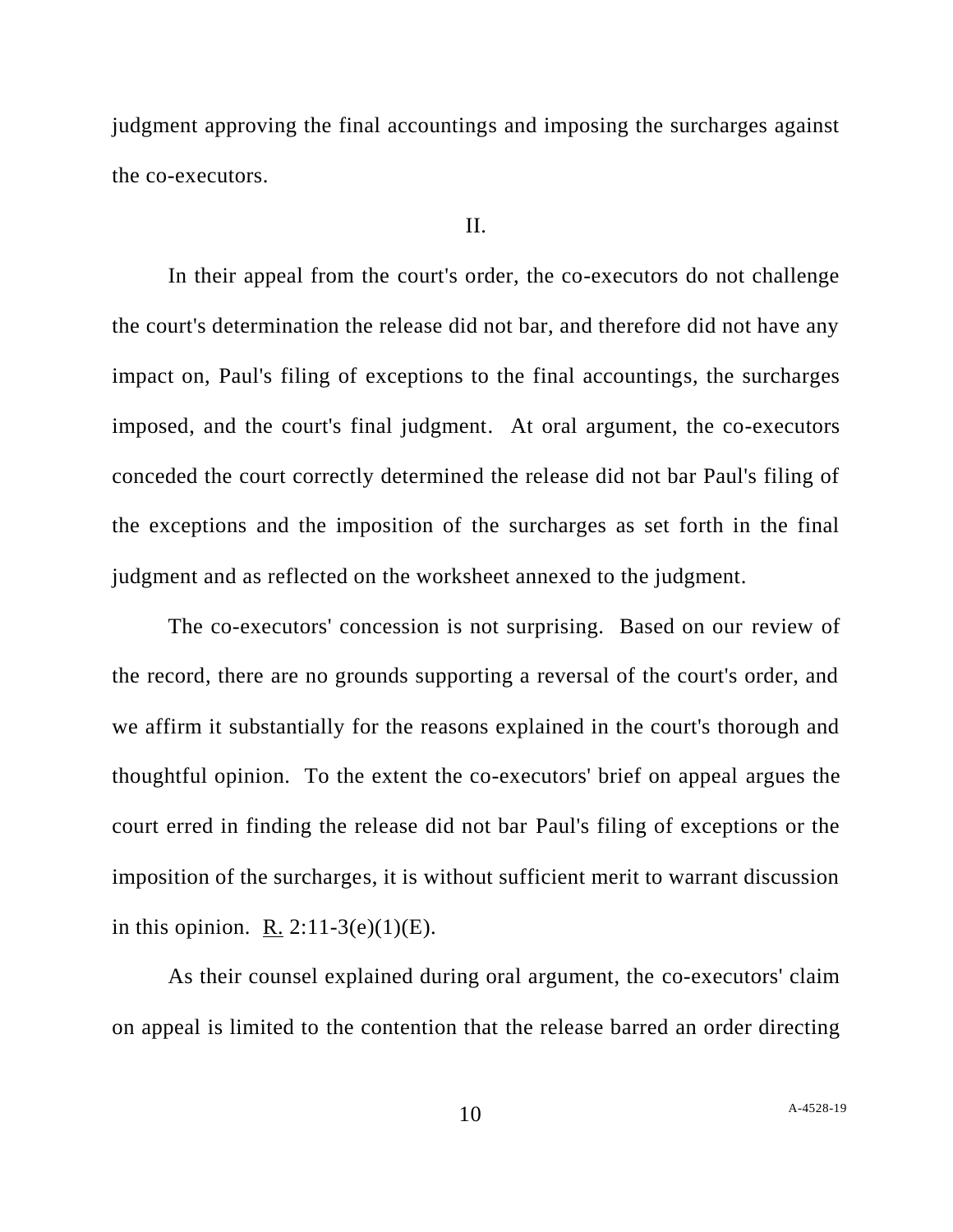judgment approving the final accountings and imposing the surcharges against the co-executors.

II.

In their appeal from the court's order, the co-executors do not challenge the court's determination the release did not bar, and therefore did not have any impact on, Paul's filing of exceptions to the final accountings, the surcharges imposed, and the court's final judgment. At oral argument, the co-executors conceded the court correctly determined the release did not bar Paul's filing of the exceptions and the imposition of the surcharges as set forth in the final judgment and as reflected on the worksheet annexed to the judgment.

The co-executors' concession is not surprising. Based on our review of the record, there are no grounds supporting a reversal of the court's order, and we affirm it substantially for the reasons explained in the court's thorough and thoughtful opinion. To the extent the co-executors' brief on appeal argues the court erred in finding the release did not bar Paul's filing of exceptions or the imposition of the surcharges, it is without sufficient merit to warrant discussion in this opinion. R. 2:11-3(e)(1)(E).

As their counsel explained during oral argument, the co-executors' claim on appeal is limited to the contention that the release barred an order directing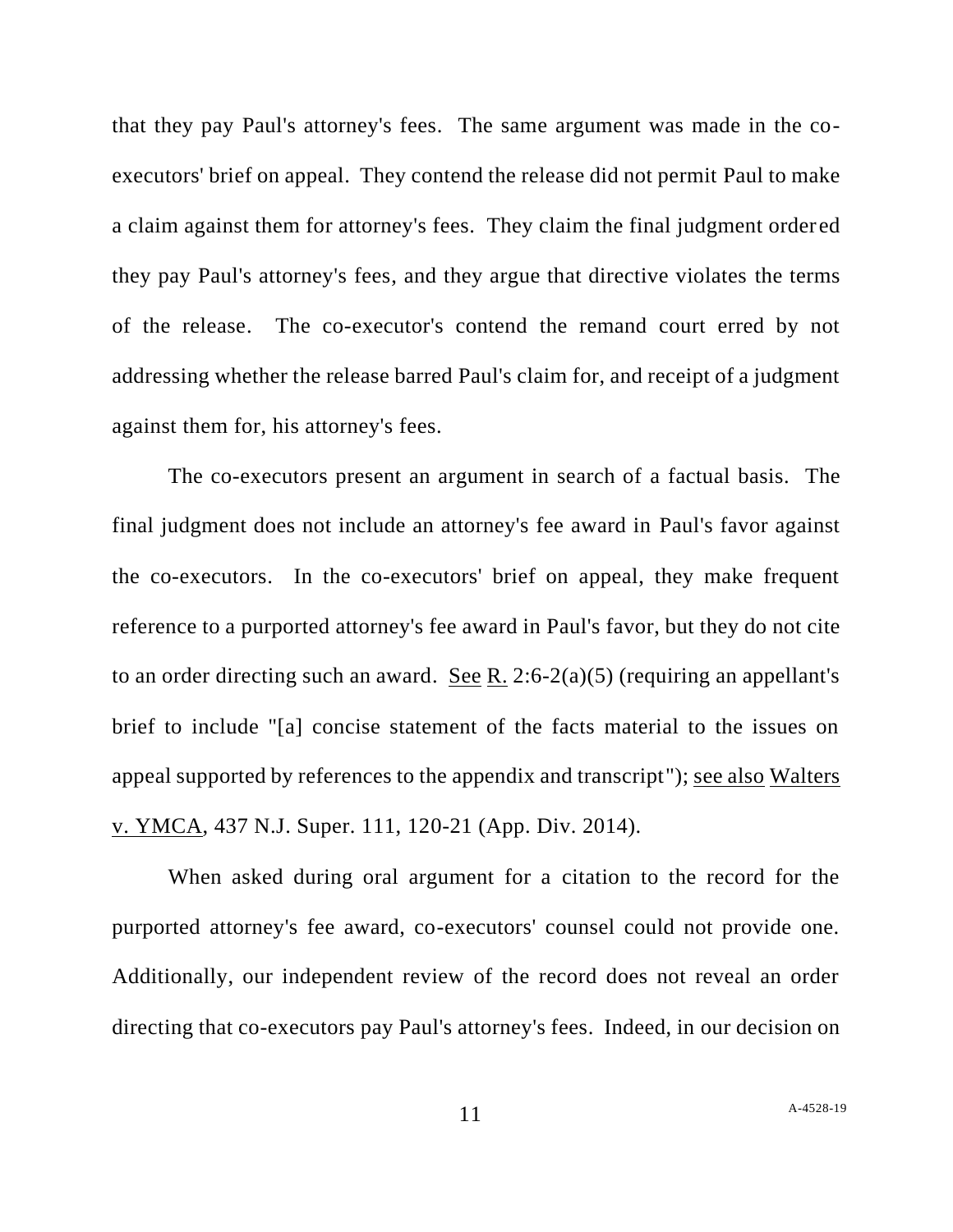that they pay Paul's attorney's fees. The same argument was made in the co-executors' brief on appeal. They contend the release did not permit Paul to make a claim against them for attorney's fees. They claim the final judgment ordered they pay Paul's attorney's fees, and they argue that directive violates the terms of the release. The co-executor's contend the remand court erred by not addressing whether the release barred Paul's claim for, and receipt of a judgment against them for, his attorney's fees.

The co-executors present an argument in search of a factual basis. The final judgment does not include an attorney's fee award in Paul's favor against the co-executors. In the co-executors' brief on appeal, they make frequent reference to a purported attorney's fee award in Paul's favor, but they do not cite to an order directing such an award. See R. 2:6-2(a)(5) (requiring an appellant's brief to include "[a] concise statement of the facts material to the issues on appeal supported by references to the appendix and transcript"); see also Walters v. YMCA, 437 N.J. Super. 111, 120-21 (App. Div. 2014).

When asked during oral argument for a citation to the record for the purported attorney's fee award, co-executors' counsel could not provide one. Additionally, our independent review of the record does not reveal an order directing that co-executors pay Paul's attorney's fees. Indeed, in our decision on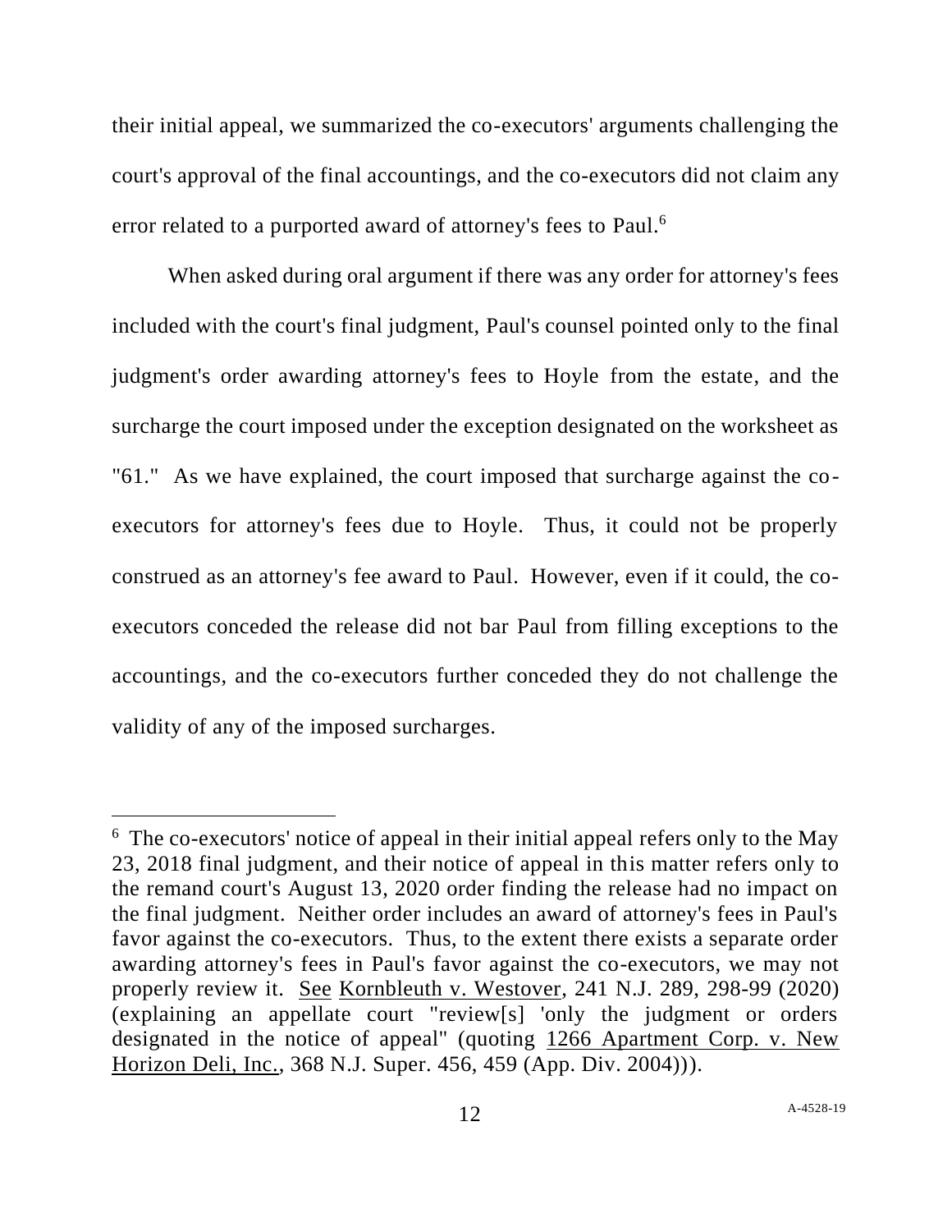their initial appeal, we summarized the co-executors' arguments challenging the court's approval of the final accountings, and the co-executors did not claim any error related to a purported award of attorney's fees to Paul.[6]

When asked during oral argument if there was any order for attorney's fees included with the court's final judgment, Paul's counsel pointed only to the final judgment's order awarding attorney's fees to Hoyle from the estate, and the surcharge the court imposed under the exception designated on the worksheet as "61." As we have explained, the court imposed that surcharge against the co-executors for attorney's fees due to Hoyle. Thus, it could not be properly construed as an attorney's fee award to Paul. However, even if it could, the co-executors conceded the release did not bar Paul from filling exceptions to the accountings, and the co-executors further conceded they do not challenge the validity of any of the imposed surcharges.

---

[6] The co-executors' notice of appeal in their initial appeal refers only to the May 23, 2018 final judgment, and their notice of appeal in this matter refers only to the remand court's August 13, 2020 order finding the release had no impact on the final judgment. Neither order includes an award of attorney's fees in Paul's favor against the co-executors. Thus, to the extent there exists a separate order awarding attorney's fees in Paul's favor against the co-executors, we may not properly review it. See Kornbleuth v. Westover, 241 N.J. 289, 298-99 (2020) (explaining an appellate court "review[s] 'only the judgment or orders designated in the notice of appeal" (quoting 1266 Apartment Corp. v. New Horizon Deli, Inc., 368 N.J. Super. 456, 459 (App. Div. 2004))).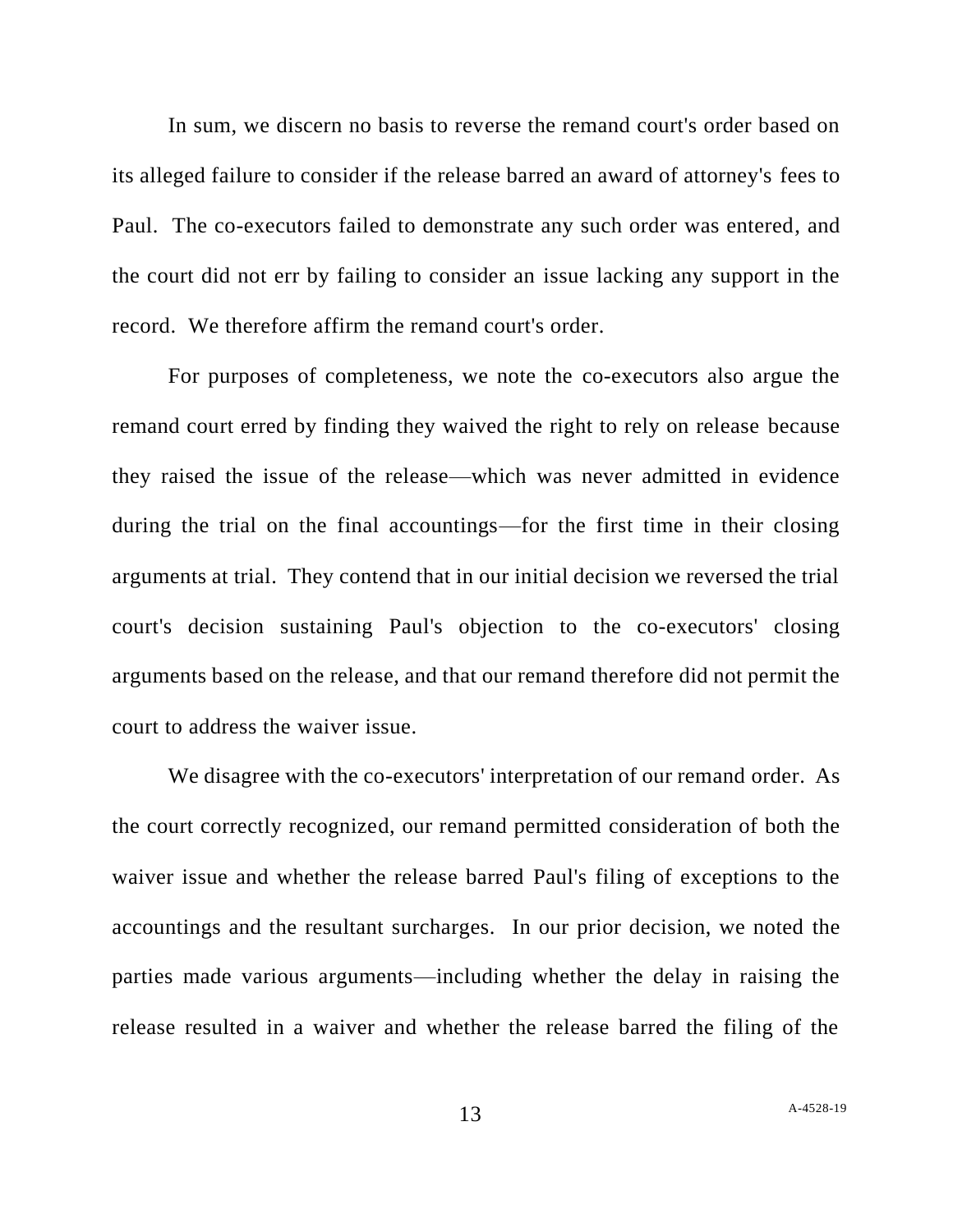In sum, we discern no basis to reverse the remand court's order based on its alleged failure to consider if the release barred an award of attorney's fees to Paul. The co-executors failed to demonstrate any such order was entered, and the court did not err by failing to consider an issue lacking any support in the record. We therefore affirm the remand court's order.

For purposes of completeness, we note the co-executors also argue the remand court erred by finding they waived the right to rely on release because they raised the issue of the release—which was never admitted in evidence during the trial on the final accountings—for the first time in their closing arguments at trial. They contend that in our initial decision we reversed the trial court's decision sustaining Paul's objection to the co-executors' closing arguments based on the release, and that our remand therefore did not permit the court to address the waiver issue.

We disagree with the co-executors' interpretation of our remand order. As the court correctly recognized, our remand permitted consideration of both the waiver issue and whether the release barred Paul's filing of exceptions to the accountings and the resultant surcharges. In our prior decision, we noted the parties made various arguments—including whether the delay in raising the release resulted in a waiver and whether the release barred the filing of the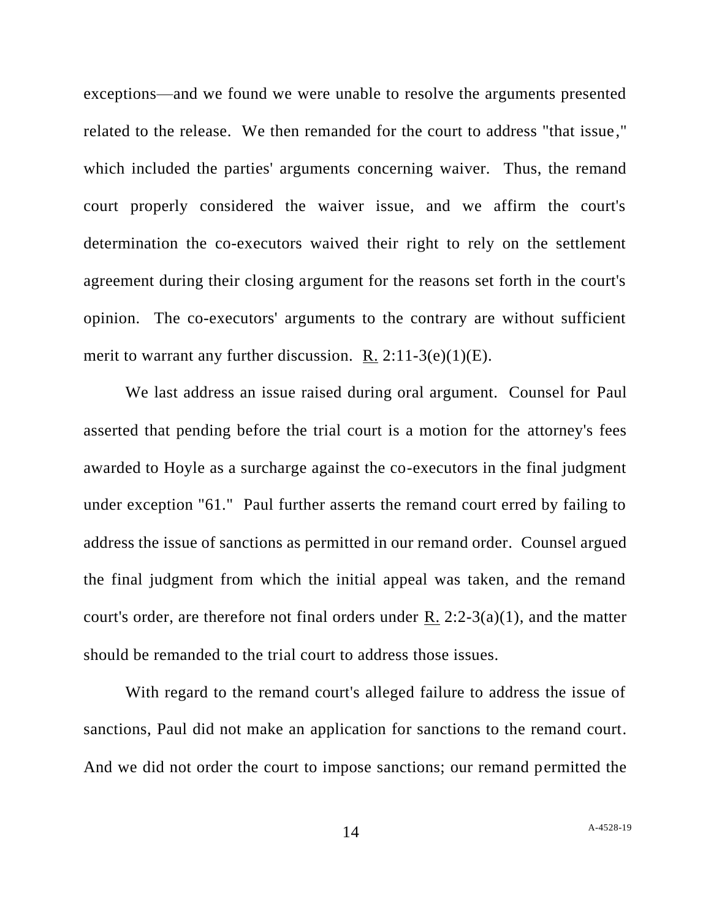exceptions—and we found we were unable to resolve the arguments presented related to the release. We then remanded for the court to address "that issue," which included the parties' arguments concerning waiver. Thus, the remand court properly considered the waiver issue, and we affirm the court's determination the co-executors waived their right to rely on the settlement agreement during their closing argument for the reasons set forth in the court's opinion. The co-executors' arguments to the contrary are without sufficient merit to warrant any further discussion. R. 2:11-3(e)(1)(E).

We last address an issue raised during oral argument. Counsel for Paul asserted that pending before the trial court is a motion for the attorney's fees awarded to Hoyle as a surcharge against the co-executors in the final judgment under exception "61." Paul further asserts the remand court erred by failing to address the issue of sanctions as permitted in our remand order. Counsel argued the final judgment from which the initial appeal was taken, and the remand court's order, are therefore not final orders under R. 2:2-3(a)(1), and the matter should be remanded to the trial court to address those issues.

With regard to the remand court's alleged failure to address the issue of sanctions, Paul did not make an application for sanctions to the remand court. And we did not order the court to impose sanctions; our remand permitted the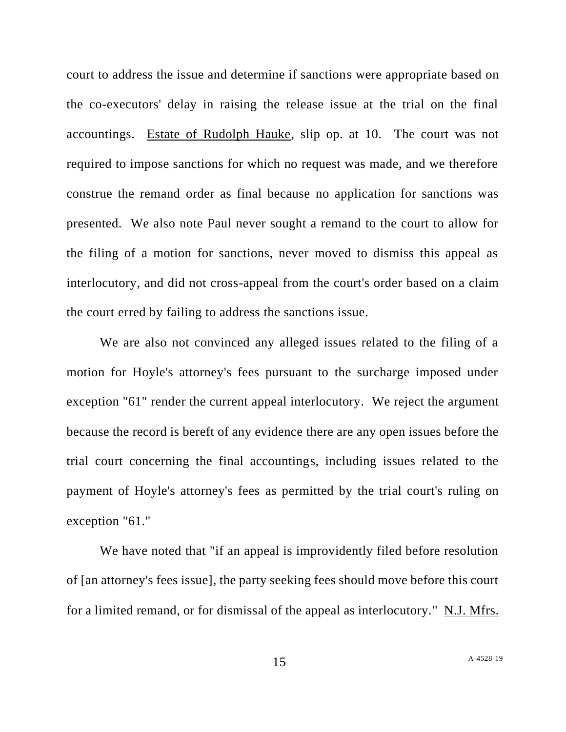court to address the issue and determine if sanctions were appropriate based on the co-executors' delay in raising the release issue at the trial on the final accountings. Estate of Rudolph Hauke, slip op. at 10. The court was not required to impose sanctions for which no request was made, and we therefore construe the remand order as final because no application for sanctions was presented. We also note Paul never sought a remand to the court to allow for the filing of a motion for sanctions, never moved to dismiss this appeal as interlocutory, and did not cross-appeal from the court's order based on a claim the court erred by failing to address the sanctions issue.

We are also not convinced any alleged issues related to the filing of a motion for Hoyle's attorney's fees pursuant to the surcharge imposed under exception "61" render the current appeal interlocutory. We reject the argument because the record is bereft of any evidence there are any open issues before the trial court concerning the final accountings, including issues related to the payment of Hoyle's attorney's fees as permitted by the trial court's ruling on exception "61."

We have noted that "if an appeal is improvidently filed before resolution of [an attorney's fees issue], the party seeking fees should move before this court for a limited remand, or for dismissal of the appeal as interlocutory." N.J. Mfrs.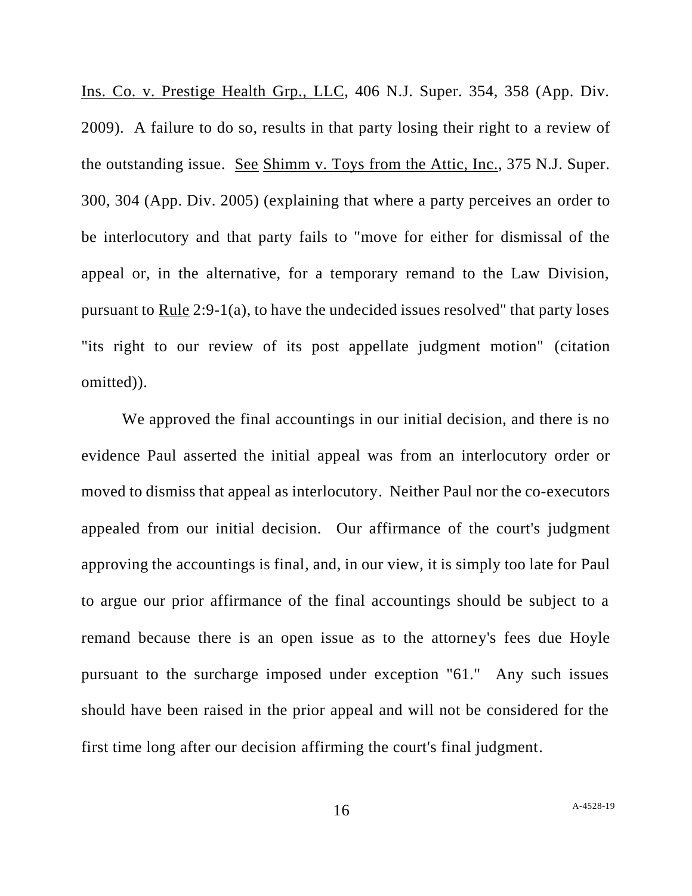Ins. Co. v. Prestige Health Grp., LLC, 406 N.J. Super. 354, 358 (App. Div. 2009). A failure to do so, results in that party losing their right to a review of the outstanding issue. See Shimm v. Toys from the Attic, Inc., 375 N.J. Super. 300, 304 (App. Div. 2005) (explaining that where a party perceives an order to be interlocutory and that party fails to "move for either for dismissal of the appeal or, in the alternative, for a temporary remand to the Law Division, pursuant to Rule 2:9-1(a), to have the undecided issues resolved" that party loses "its right to our review of its post appellate judgment motion" (citation omitted)).

We approved the final accountings in our initial decision, and there is no evidence Paul asserted the initial appeal was from an interlocutory order or moved to dismiss that appeal as interlocutory. Neither Paul nor the co-executors appealed from our initial decision. Our affirmance of the court's judgment approving the accountings is final, and, in our view, it is simply too late for Paul to argue our prior affirmance of the final accountings should be subject to a remand because there is an open issue as to the attorney's fees due Hoyle pursuant to the surcharge imposed under exception "61." Any such issues should have been raised in the prior appeal and will not be considered for the first time long after our decision affirming the court's final judgment.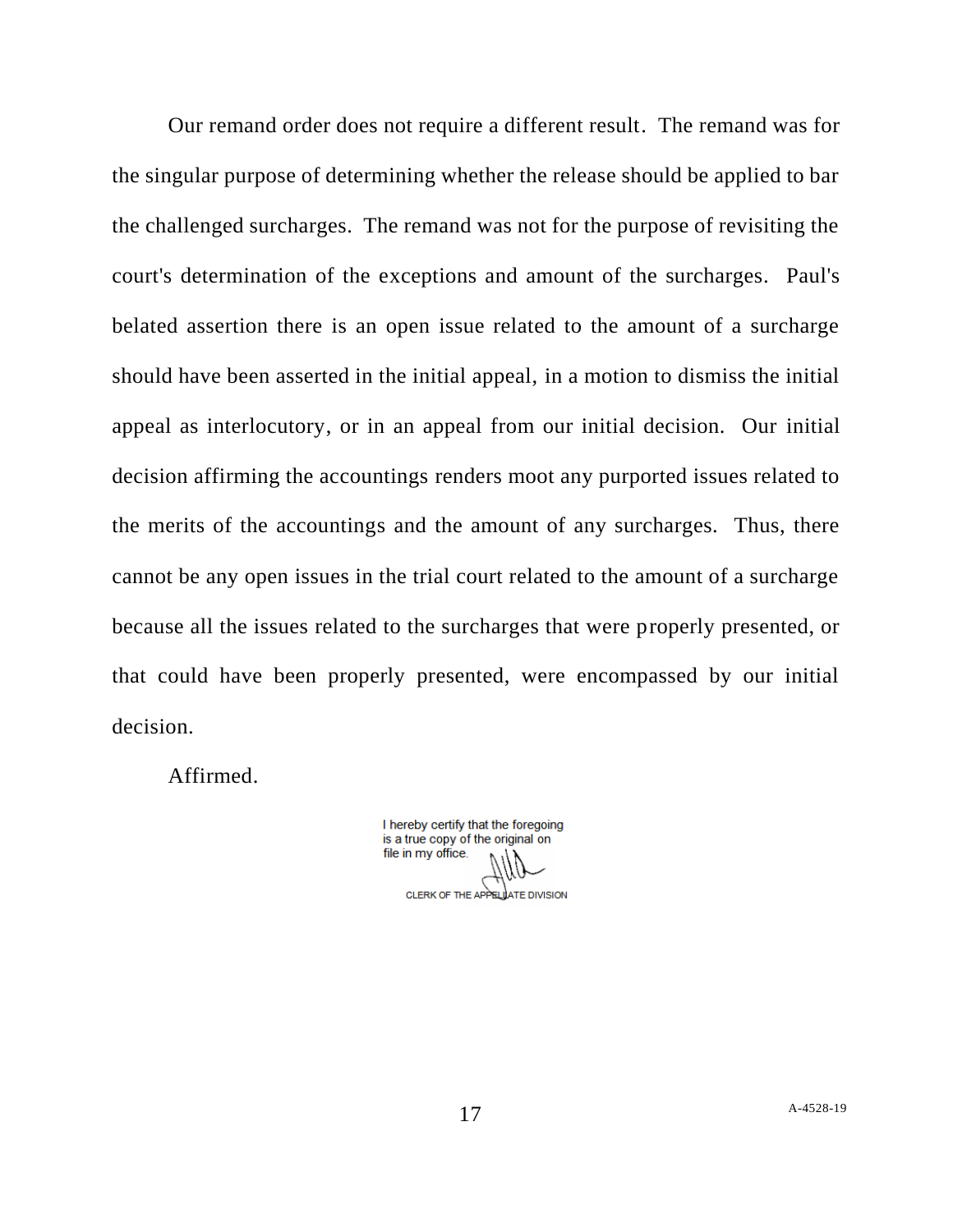Our remand order does not require a different result. The remand was for the singular purpose of determining whether the release should be applied to bar the challenged surcharges. The remand was not for the purpose of revisiting the court's determination of the exceptions and amount of the surcharges. Paul's belated assertion there is an open issue related to the amount of a surcharge should have been asserted in the initial appeal, in a motion to dismiss the initial appeal as interlocutory, or in an appeal from our initial decision. Our initial decision affirming the accountings renders moot any purported issues related to the merits of the accountings and the amount of any surcharges. Thus, there cannot be any open issues in the trial court related to the amount of a surcharge because all the issues related to the surcharges that were properly presented, or that could have been properly presented, were encompassed by our initial decision.

Affirmed.

I hereby certify that the foregoing is a true copy of the original on file in my office.

CLERK OF THE APPELLATE DIVISION